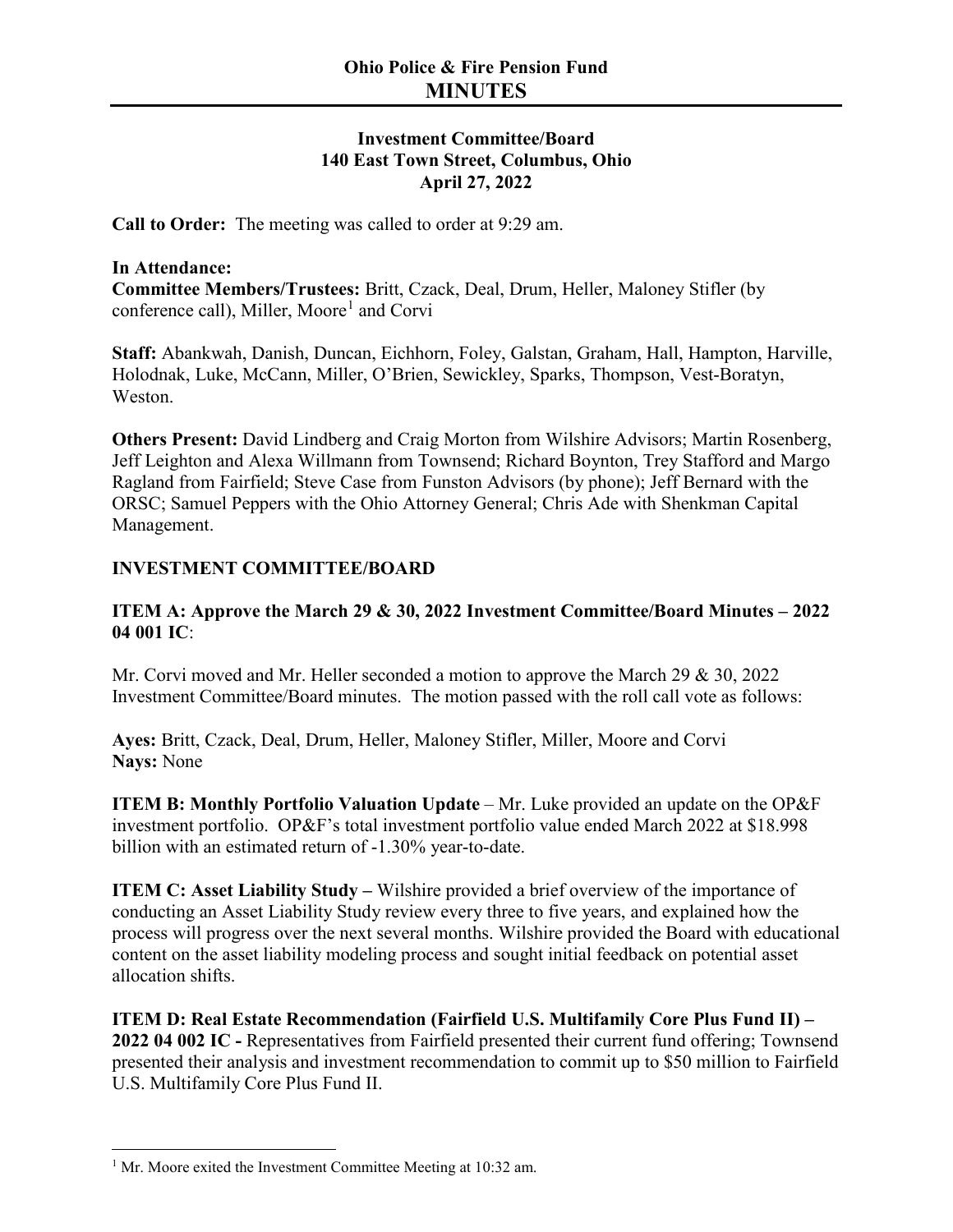# Ohio Police & Fire Pension Fund
# MINUTES

**Investment Committee/Board**
**140 East Town Street, Columbus, Ohio**
**April 27, 2022**

**Call to Order:** The meeting was called to order at 9:29 am.

**In Attendance:**
**Committee Members/Trustees:** Britt, Czack, Deal, Drum, Heller, Maloney Stifler (by conference call), Miller, Moore[1] and Corvi

**Staff:** Abankwah, Danish, Duncan, Eichhorn, Foley, Galstan, Graham, Hall, Hampton, Harville, Holodnak, Luke, McCann, Miller, O'Brien, Sewickley, Sparks, Thompson, Vest-Boratyn, Weston.

**Others Present:** David Lindberg and Craig Morton from Wilshire Advisors; Martin Rosenberg, Jeff Leighton and Alexa Willmann from Townsend; Richard Boynton, Trey Stafford and Margo Ragland from Fairfield; Steve Case from Funston Advisors (by phone); Jeff Bernard with the ORSC; Samuel Peppers with the Ohio Attorney General; Chris Ade with Shenkman Capital Management.

## INVESTMENT COMMITTEE/BOARD

**ITEM A: Approve the March 29 & 30, 2022 Investment Committee/Board Minutes – 2022 04 001 IC**:

Mr. Corvi moved and Mr. Heller seconded a motion to approve the March 29 & 30, 2022 Investment Committee/Board minutes. The motion passed with the roll call vote as follows:

**Ayes:** Britt, Czack, Deal, Drum, Heller, Maloney Stifler, Miller, Moore and Corvi
**Nays:** None

**ITEM B: Monthly Portfolio Valuation Update** – Mr. Luke provided an update on the OP&F investment portfolio. OP&F's total investment portfolio value ended March 2022 at $18.998 billion with an estimated return of -1.30% year-to-date.

**ITEM C: Asset Liability Study –** Wilshire provided a brief overview of the importance of conducting an Asset Liability Study review every three to five years, and explained how the process will progress over the next several months. Wilshire provided the Board with educational content on the asset liability modeling process and sought initial feedback on potential asset allocation shifts.

**ITEM D: Real Estate Recommendation (Fairfield U.S. Multifamily Core Plus Fund II) – 2022 04 002 IC -** Representatives from Fairfield presented their current fund offering; Townsend presented their analysis and investment recommendation to commit up to $50 million to Fairfield U.S. Multifamily Core Plus Fund II.

[1] Mr. Moore exited the Investment Committee Meeting at 10:32 am.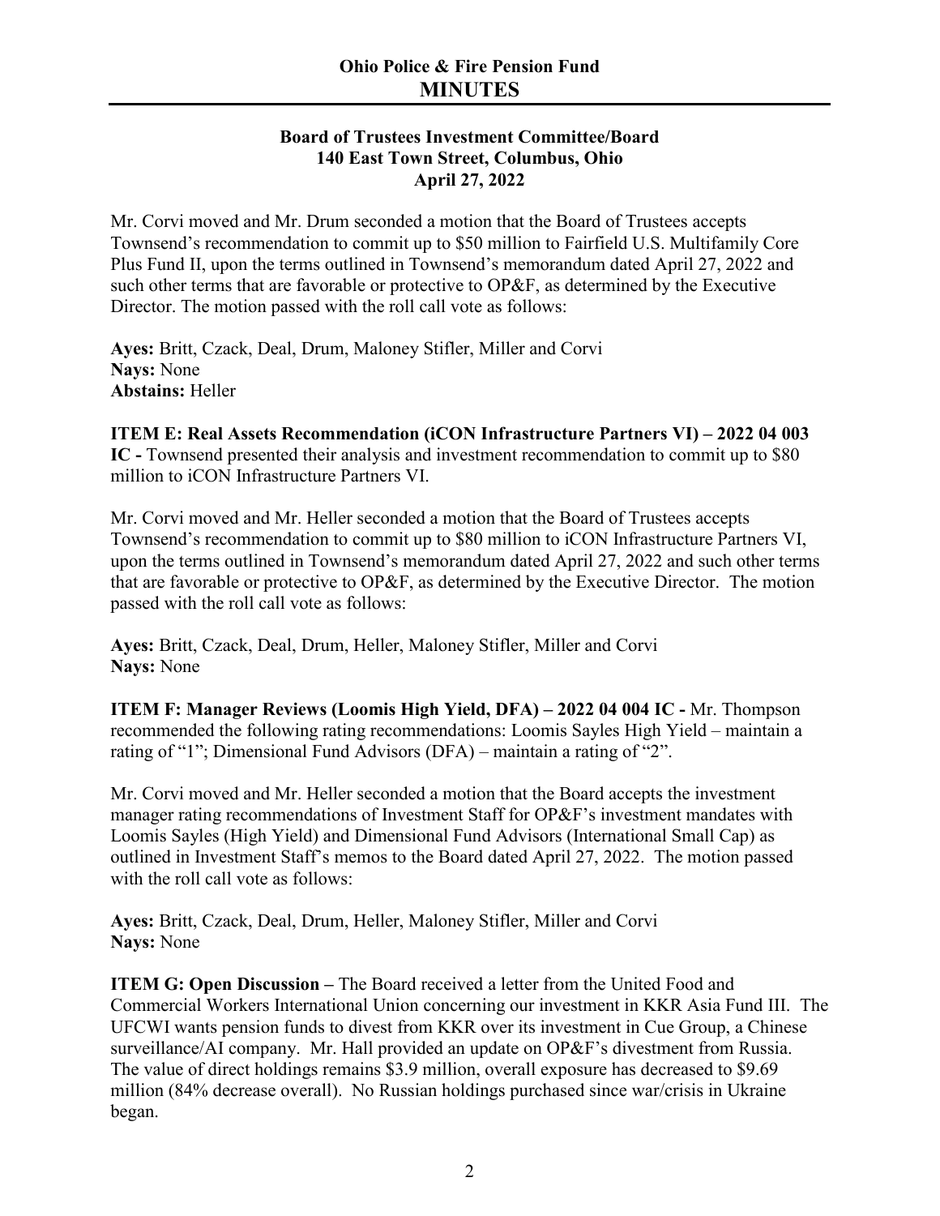# Ohio Police & Fire Pension Fund
# MINUTES

**Board of Trustees Investment Committee/Board**
**140 East Town Street, Columbus, Ohio**
**April 27, 2022**

Mr. Corvi moved and Mr. Drum seconded a motion that the Board of Trustees accepts Townsend's recommendation to commit up to $50 million to Fairfield U.S. Multifamily Core Plus Fund II, upon the terms outlined in Townsend's memorandum dated April 27, 2022 and such other terms that are favorable or protective to OP&F, as determined by the Executive Director. The motion passed with the roll call vote as follows:

**Ayes:** Britt, Czack, Deal, Drum, Maloney Stifler, Miller and Corvi
**Nays:** None
**Abstains:** Heller

**ITEM E: Real Assets Recommendation (iCON Infrastructure Partners VI) – 2022 04 003 IC -** Townsend presented their analysis and investment recommendation to commit up to $80 million to iCON Infrastructure Partners VI.

Mr. Corvi moved and Mr. Heller seconded a motion that the Board of Trustees accepts Townsend's recommendation to commit up to $80 million to iCON Infrastructure Partners VI, upon the terms outlined in Townsend's memorandum dated April 27, 2022 and such other terms that are favorable or protective to OP&F, as determined by the Executive Director. The motion passed with the roll call vote as follows:

**Ayes:** Britt, Czack, Deal, Drum, Heller, Maloney Stifler, Miller and Corvi
**Nays:** None

**ITEM F: Manager Reviews (Loomis High Yield, DFA) – 2022 04 004 IC -** Mr. Thompson recommended the following rating recommendations: Loomis Sayles High Yield – maintain a rating of "1"; Dimensional Fund Advisors (DFA) – maintain a rating of "2".

Mr. Corvi moved and Mr. Heller seconded a motion that the Board accepts the investment manager rating recommendations of Investment Staff for OP&F's investment mandates with Loomis Sayles (High Yield) and Dimensional Fund Advisors (International Small Cap) as outlined in Investment Staff's memos to the Board dated April 27, 2022. The motion passed with the roll call vote as follows:

**Ayes:** Britt, Czack, Deal, Drum, Heller, Maloney Stifler, Miller and Corvi
**Nays:** None

**ITEM G: Open Discussion –** The Board received a letter from the United Food and Commercial Workers International Union concerning our investment in KKR Asia Fund III. The UFCWI wants pension funds to divest from KKR over its investment in Cue Group, a Chinese surveillance/AI company. Mr. Hall provided an update on OP&F's divestment from Russia. The value of direct holdings remains $3.9 million, overall exposure has decreased to $9.69 million (84% decrease overall). No Russian holdings purchased since war/crisis in Ukraine began.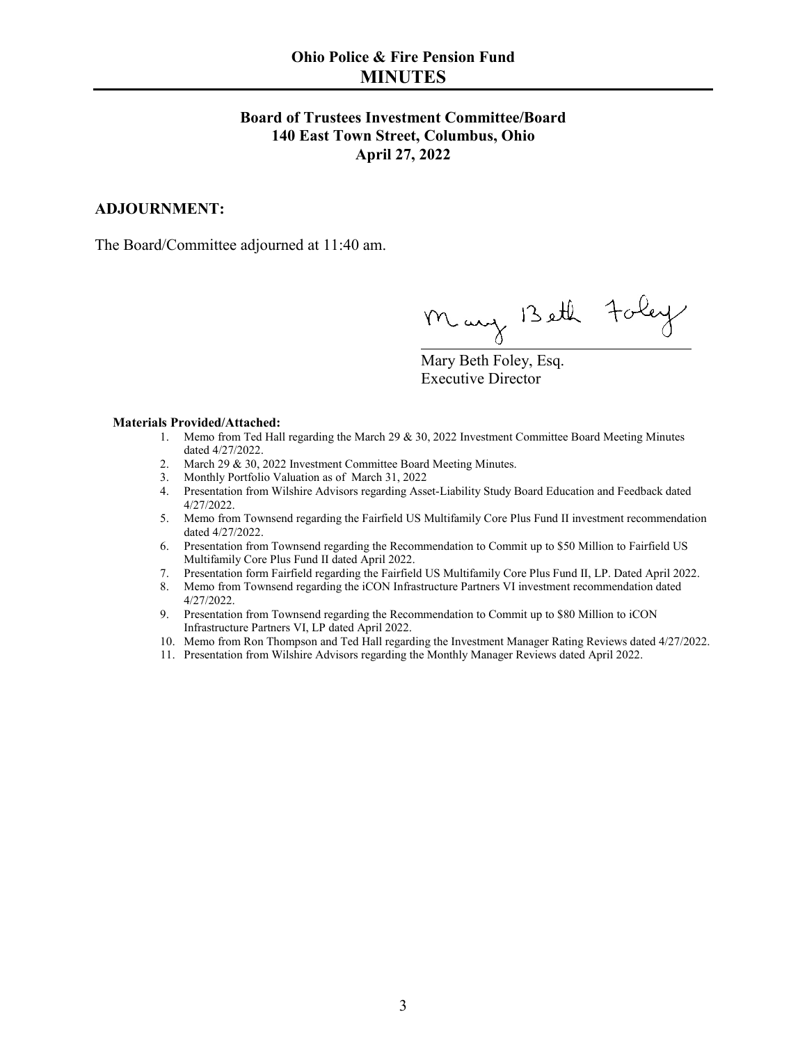# Ohio Police & Fire Pension Fund
# MINUTES

### Board of Trustees Investment Committee/Board
### 140 East Town Street, Columbus, Ohio
### April 27, 2022

## ADJOURNMENT:

The Board/Committee adjourned at 11:40 am.

Mary Beth Foley

Mary Beth Foley, Esq.
Executive Director

**Materials Provided/Attached:**

1. Memo from Ted Hall regarding the March 29 & 30, 2022 Investment Committee Board Meeting Minutes dated 4/27/2022.
2. March 29 & 30, 2022 Investment Committee Board Meeting Minutes.
3. Monthly Portfolio Valuation as of March 31, 2022
4. Presentation from Wilshire Advisors regarding Asset-Liability Study Board Education and Feedback dated 4/27/2022.
5. Memo from Townsend regarding the Fairfield US Multifamily Core Plus Fund II investment recommendation dated 4/27/2022.
6. Presentation from Townsend regarding the Recommendation to Commit up to $50 Million to Fairfield US Multifamily Core Plus Fund II dated April 2022.
7. Presentation form Fairfield regarding the Fairfield US Multifamily Core Plus Fund II, LP. Dated April 2022.
8. Memo from Townsend regarding the iCON Infrastructure Partners VI investment recommendation dated 4/27/2022.
9. Presentation from Townsend regarding the Recommendation to Commit up to $80 Million to iCON Infrastructure Partners VI, LP dated April 2022.
10. Memo from Ron Thompson and Ted Hall regarding the Investment Manager Rating Reviews dated 4/27/2022.
11. Presentation from Wilshire Advisors regarding the Monthly Manager Reviews dated April 2022.